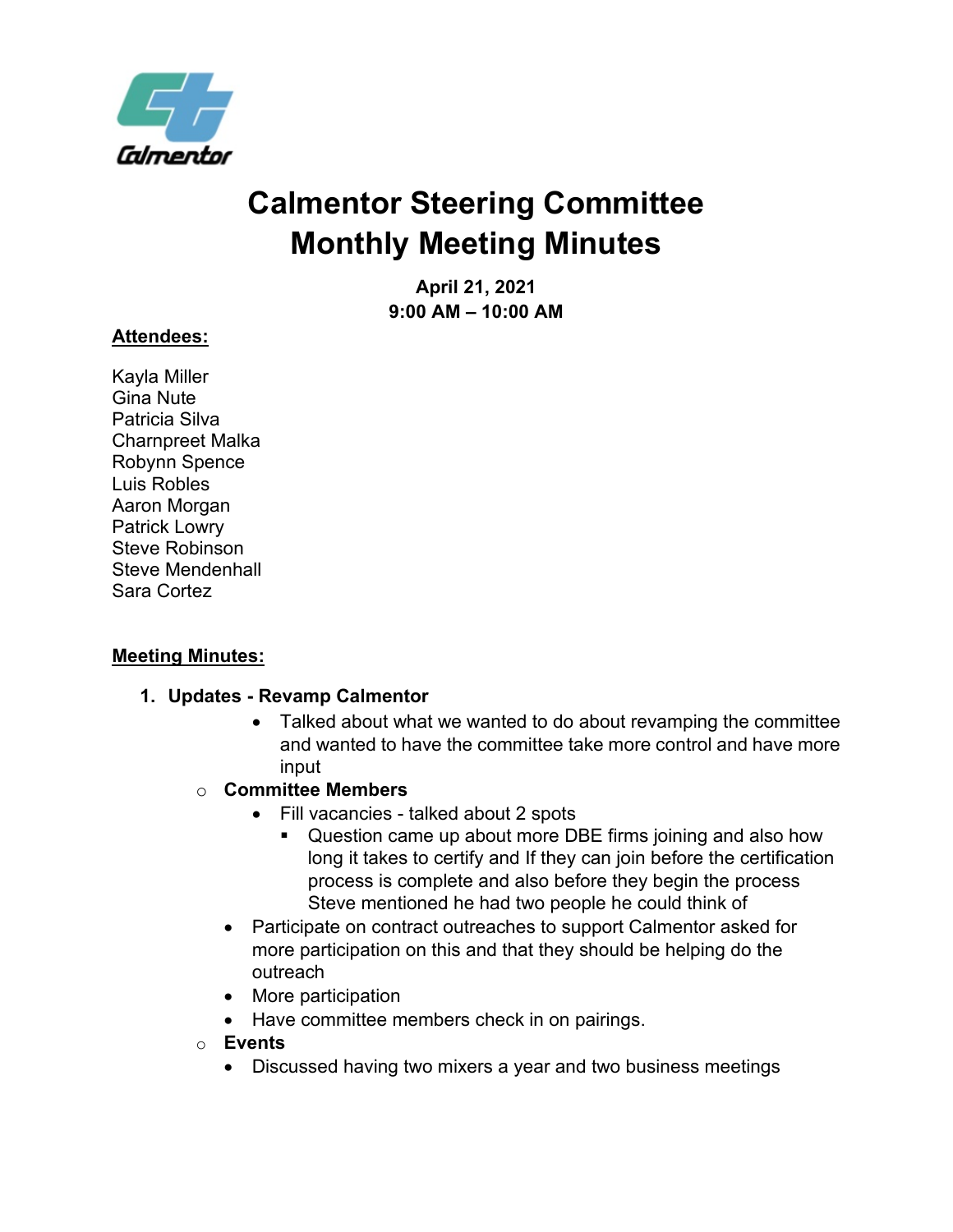# Calmentor Steering Committee Monthly Meeting Minutes

**April 21, 2021**
**9:00 AM – 10:00 AM**

**Attendees:**

Kayla Miller
Gina Nute
Patricia Silva
Charnpreet Malka
Robynn Spence
Luis Robles
Aaron Morgan
Patrick Lowry
Steve Robinson
Steve Mendenhall
Sara Cortez

**Meeting Minutes:**

1. **Updates - Revamp Calmentor**
    - Talked about what we wanted to do about revamping the committee and wanted to have the committee take more control and have more input
    - **Committee Members**
        - Fill vacancies - talked about 2 spots
            - Question came up about more DBE firms joining and also how long it takes to certify and If they can join before the certification process is complete and also before they begin the process Steve mentioned he had two people he could think of
        - Participate on contract outreaches to support Calmentor asked for more participation on this and that they should be helping do the outreach
        - More participation
        - Have committee members check in on pairings.
    - **Events**
        - Discussed having two mixers a year and two business meetings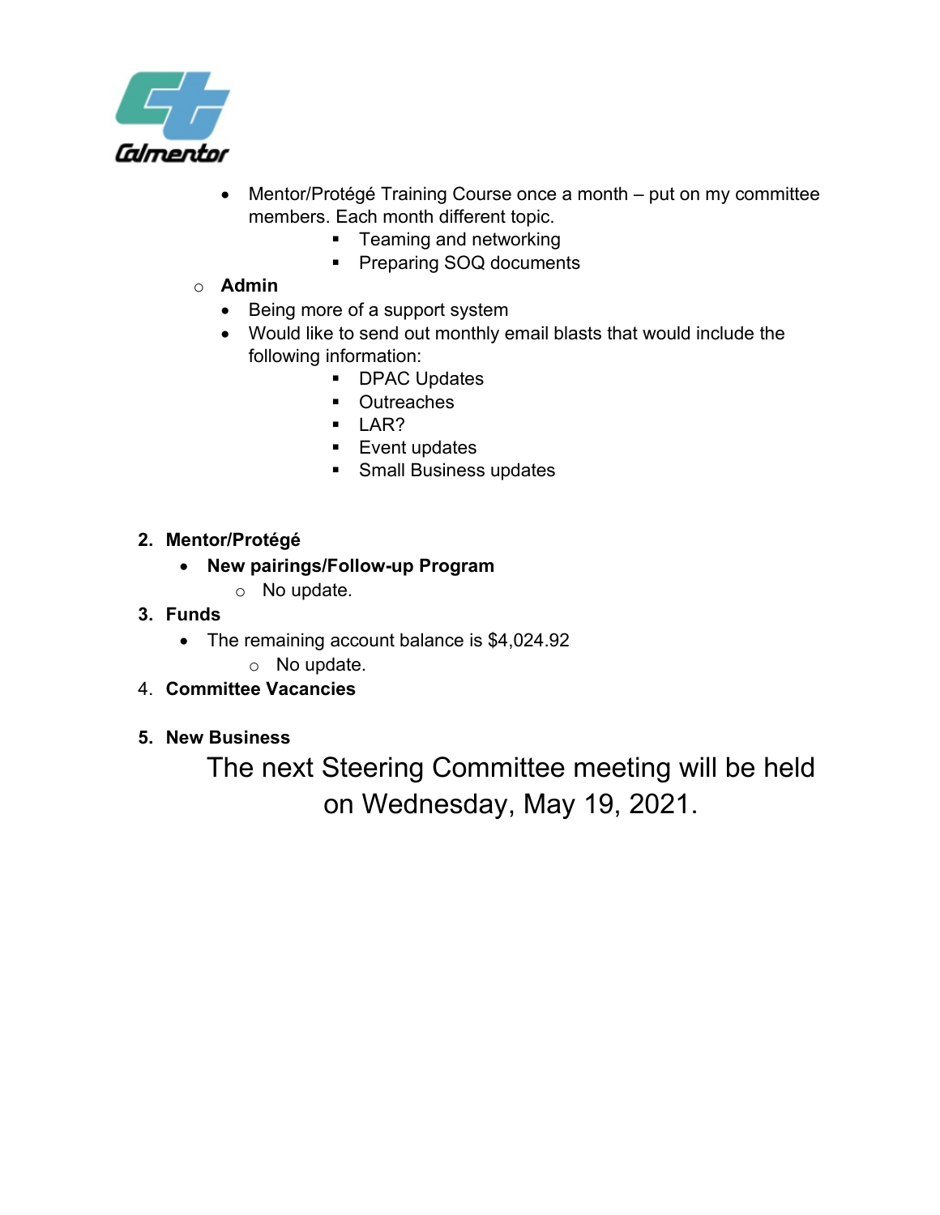- Mentor/Protégé Training Course once a month – put on my committee members. Each month different topic.
  - Teaming and networking
  - Preparing SOQ documents

- **Admin**
  - Being more of a support system
  - Would like to send out monthly email blasts that would include the following information:
    - DPAC Updates
    - Outreaches
    - LAR?
    - Event updates
    - Small Business updates

2. **Mentor/Protégé**
   - **New pairings/Follow-up Program**
     - No update.
3. **Funds**
   - The remaining account balance is $4,024.92
     - No update.
4. **Committee Vacancies**

5. **New Business**

The next Steering Committee meeting will be held on Wednesday, May 19, 2021.